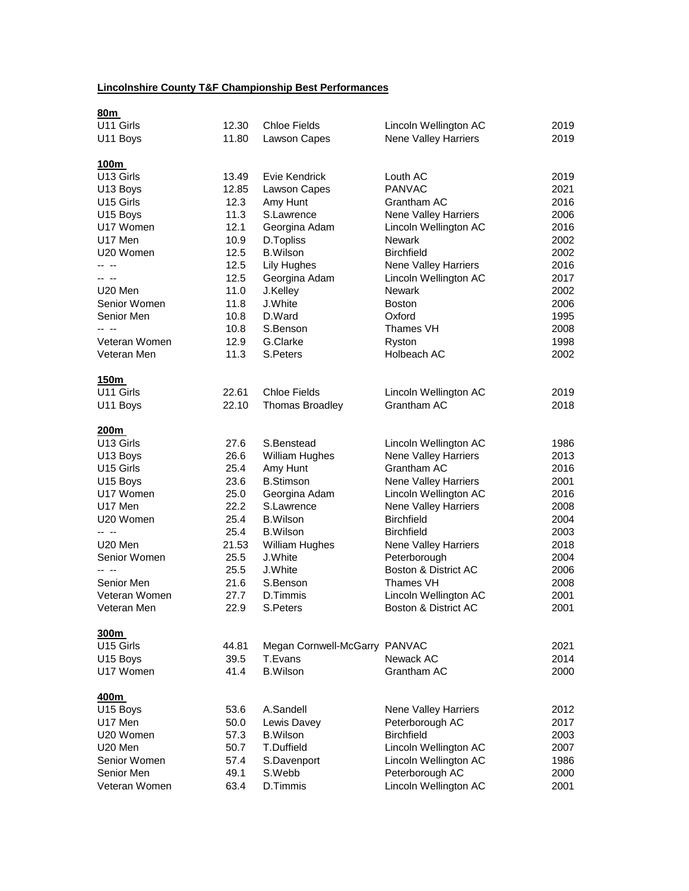**Lincolnshire County T&F Championship Best Performances**

**80m**

| | | | | |
|---|---|---|---|---|
| U11 Girls | 12.30 | Chloe Fields | Lincoln Wellington AC | 2019 |
| U11 Boys | 11.80 | Lawson Capes | Nene Valley Harriers | 2019 |

**100m**

| | | | | |
|---|---|---|---|---|
| U13 Girls | 13.49 | Evie Kendrick | Louth AC | 2019 |
| U13 Boys | 12.85 | Lawson Capes | PANVAC | 2021 |
| U15 Girls | 12.3 | Amy Hunt | Grantham AC | 2016 |
| U15 Boys | 11.3 | S.Lawrence | Nene Valley Harriers | 2006 |
| U17 Women | 12.1 | Georgina Adam | Lincoln Wellington AC | 2016 |
| U17 Men | 10.9 | D.Topliss | Newark | 2002 |
| U20 Women | 12.5 | B.Wilson | Birchfield | 2002 |
| -- -- | 12.5 | Lily Hughes | Nene Valley Harriers | 2016 |
| -- -- | 12.5 | Georgina Adam | Lincoln Wellington AC | 2017 |
| U20 Men | 11.0 | J.Kelley | Newark | 2002 |
| Senior Women | 11.8 | J.White | Boston | 2006 |
| Senior Men | 10.8 | D.Ward | Oxford | 1995 |
| -- -- | 10.8 | S.Benson | Thames VH | 2008 |
| Veteran Women | 12.9 | G.Clarke | Ryston | 1998 |
| Veteran Men | 11.3 | S.Peters | Holbeach AC | 2002 |

**150m**

| | | | | |
|---|---|---|---|---|
| U11 Girls | 22.61 | Chloe Fields | Lincoln Wellington AC | 2019 |
| U11 Boys | 22.10 | Thomas Broadley | Grantham AC | 2018 |

**200m**

| | | | | |
|---|---|---|---|---|
| U13 Girls | 27.6 | S.Benstead | Lincoln Wellington AC | 1986 |
| U13 Boys | 26.6 | William Hughes | Nene Valley Harriers | 2013 |
| U15 Girls | 25.4 | Amy Hunt | Grantham AC | 2016 |
| U15 Boys | 23.6 | B.Stimson | Nene Valley Harriers | 2001 |
| U17 Women | 25.0 | Georgina Adam | Lincoln Wellington AC | 2016 |
| U17 Men | 22.2 | S.Lawrence | Nene Valley Harriers | 2008 |
| U20 Women | 25.4 | B.Wilson | Birchfield | 2004 |
| -- -- | 25.4 | B.Wilson | Birchfield | 2003 |
| U20 Men | 21.53 | William Hughes | Nene Valley Harriers | 2018 |
| Senior Women | 25.5 | J.White | Peterborough | 2004 |
| -- -- | 25.5 | J.White | Boston & District AC | 2006 |
| Senior Men | 21.6 | S.Benson | Thames VH | 2008 |
| Veteran Women | 27.7 | D.Timmis | Lincoln Wellington AC | 2001 |
| Veteran Men | 22.9 | S.Peters | Boston & District AC | 2001 |

**300m**

| | | | | |
|---|---|---|---|---|
| U15 Girls | 44.81 | Megan Cornwell-McGarry | PANVAC | 2021 |
| U15 Boys | 39.5 | T.Evans | Newack AC | 2014 |
| U17 Women | 41.4 | B.Wilson | Grantham AC | 2000 |

**400m**

| | | | | |
|---|---|---|---|---|
| U15 Boys | 53.6 | A.Sandell | Nene Valley Harriers | 2012 |
| U17 Men | 50.0 | Lewis Davey | Peterborough AC | 2017 |
| U20 Women | 57.3 | B.Wilson | Birchfield | 2003 |
| U20 Men | 50.7 | T.Duffield | Lincoln Wellington AC | 2007 |
| Senior Women | 57.4 | S.Davenport | Lincoln Wellington AC | 1986 |
| Senior Men | 49.1 | S.Webb | Peterborough AC | 2000 |
| Veteran Women | 63.4 | D.Timmis | Lincoln Wellington AC | 2001 |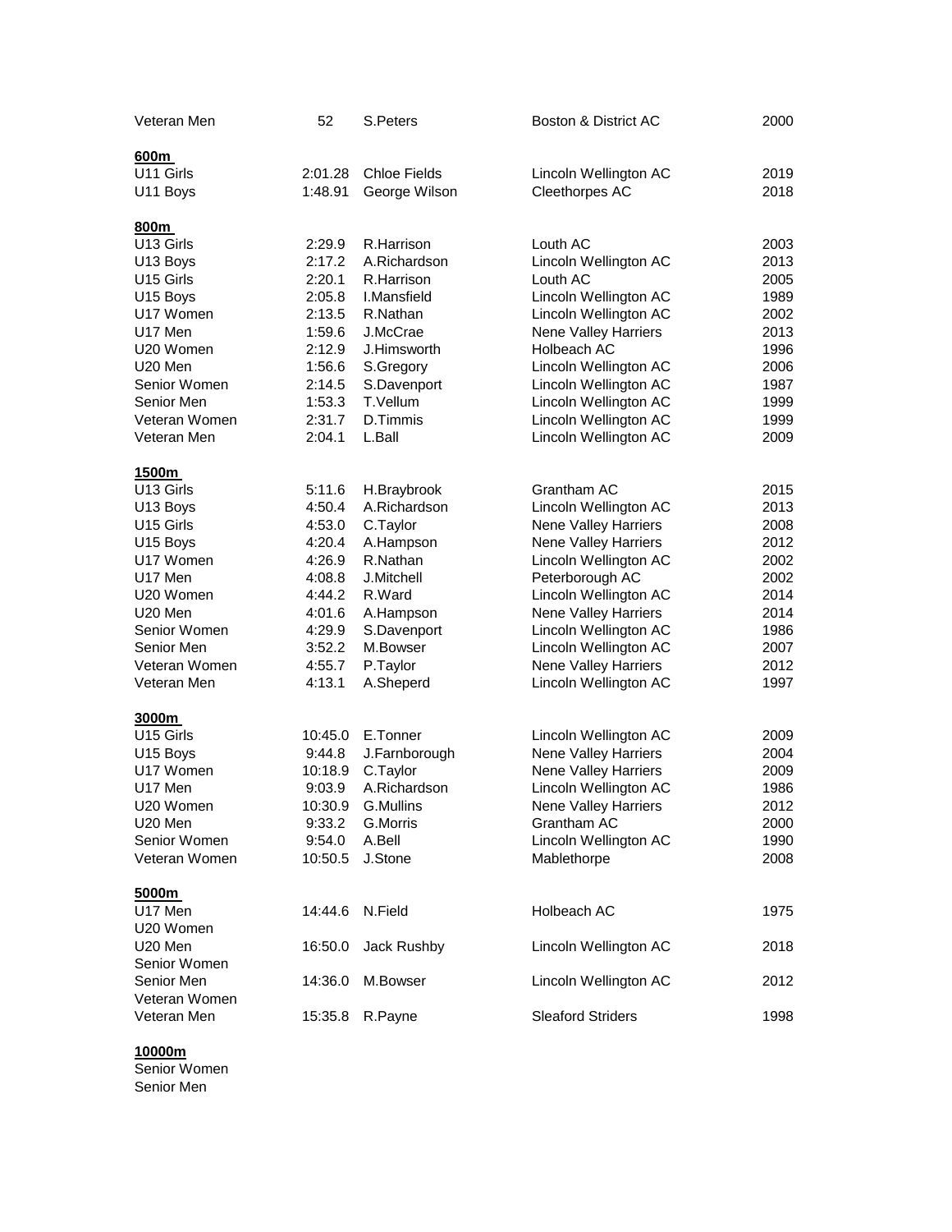| | | | | |
|---|---|---|---|---|
| Veteran Men | 52 | S.Peters | Boston & District AC | 2000 |

**600m**

| | | | | |
|---|---|---|---|---|
| U11 Girls | 2:01.28 | Chloe Fields | Lincoln Wellington AC | 2019 |
| U11 Boys | 1:48.91 | George Wilson | Cleethorpes AC | 2018 |

**800m**

| | | | | |
|---|---|---|---|---|
| U13 Girls | 2:29.9 | R.Harrison | Louth AC | 2003 |
| U13 Boys | 2:17.2 | A.Richardson | Lincoln Wellington AC | 2013 |
| U15 Girls | 2:20.1 | R.Harrison | Louth AC | 2005 |
| U15 Boys | 2:05.8 | I.Mansfield | Lincoln Wellington AC | 1989 |
| U17 Women | 2:13.5 | R.Nathan | Lincoln Wellington AC | 2002 |
| U17 Men | 1:59.6 | J.McCrae | Nene Valley Harriers | 2013 |
| U20 Women | 2:12.9 | J.Himsworth | Holbeach AC | 1996 |
| U20 Men | 1:56.6 | S.Gregory | Lincoln Wellington AC | 2006 |
| Senior Women | 2:14.5 | S.Davenport | Lincoln Wellington AC | 1987 |
| Senior Men | 1:53.3 | T.Vellum | Lincoln Wellington AC | 1999 |
| Veteran Women | 2:31.7 | D.Timmis | Lincoln Wellington AC | 1999 |
| Veteran Men | 2:04.1 | L.Ball | Lincoln Wellington AC | 2009 |

**1500m**

| | | | | |
|---|---|---|---|---|
| U13 Girls | 5:11.6 | H.Braybrook | Grantham AC | 2015 |
| U13 Boys | 4:50.4 | A.Richardson | Lincoln Wellington AC | 2013 |
| U15 Girls | 4:53.0 | C.Taylor | Nene Valley Harriers | 2008 |
| U15 Boys | 4:20.4 | A.Hampson | Nene Valley Harriers | 2012 |
| U17 Women | 4:26.9 | R.Nathan | Lincoln Wellington AC | 2002 |
| U17 Men | 4:08.8 | J.Mitchell | Peterborough AC | 2002 |
| U20 Women | 4:44.2 | R.Ward | Lincoln Wellington AC | 2014 |
| U20 Men | 4:01.6 | A.Hampson | Nene Valley Harriers | 2014 |
| Senior Women | 4:29.9 | S.Davenport | Lincoln Wellington AC | 1986 |
| Senior Men | 3:52.2 | M.Bowser | Lincoln Wellington AC | 2007 |
| Veteran Women | 4:55.7 | P.Taylor | Nene Valley Harriers | 2012 |
| Veteran Men | 4:13.1 | A.Sheperd | Lincoln Wellington AC | 1997 |

**3000m**

| | | | | |
|---|---|---|---|---|
| U15 Girls | 10:45.0 | E.Tonner | Lincoln Wellington AC | 2009 |
| U15 Boys | 9:44.8 | J.Farnborough | Nene Valley Harriers | 2004 |
| U17 Women | 10:18.9 | C.Taylor | Nene Valley Harriers | 2009 |
| U17 Men | 9:03.9 | A.Richardson | Lincoln Wellington AC | 1986 |
| U20 Women | 10:30.9 | G.Mullins | Nene Valley Harriers | 2012 |
| U20 Men | 9:33.2 | G.Morris | Grantham AC | 2000 |
| Senior Women | 9:54.0 | A.Bell | Lincoln Wellington AC | 1990 |
| Veteran Women | 10:50.5 | J.Stone | Mablethorpe | 2008 |

**5000m**

| | | | | |
|---|---|---|---|---|
| U17 Men | 14:44.6 | N.Field | Holbeach AC | 1975 |
| U20 Women | | | | |
| U20 Men | 16:50.0 | Jack Rushby | Lincoln Wellington AC | 2018 |
| Senior Women | | | | |
| Senior Men | 14:36.0 | M.Bowser | Lincoln Wellington AC | 2012 |
| Veteran Women | | | | |
| Veteran Men | 15:35.8 | R.Payne | Sleaford Striders | 1998 |

**10000m**

| | | | | |
|---|---|---|---|---|
| Senior Women | | | | |
| Senior Men | | | | |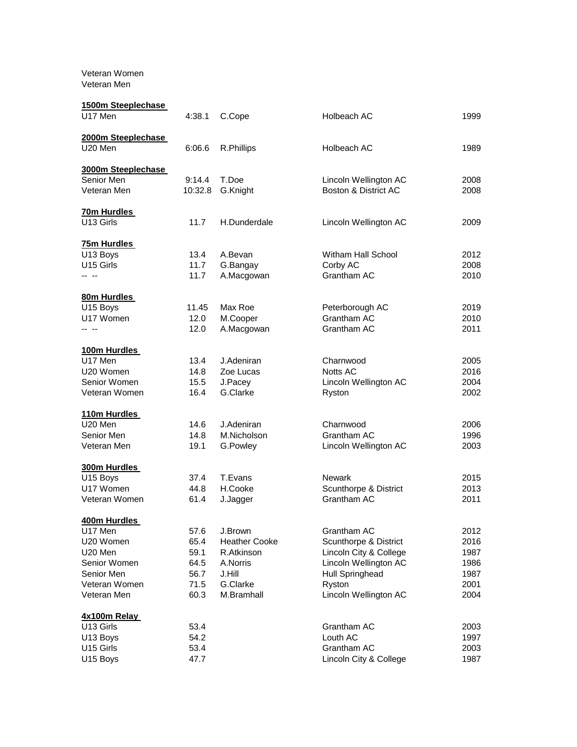Veteran Women
Veteran Men

**1500m Steeplechase**

| | | | | |
|---|---|---|---|---|
| U17 Men | 4:38.1 | C.Cope | Holbeach AC | 1999 |

**2000m Steeplechase**

| | | | | |
|---|---|---|---|---|
| U20 Men | 6:06.6 | R.Phillips | Holbeach AC | 1989 |

**3000m Steeplechase**

| | | | | |
|---|---|---|---|---|
| Senior Men | 9:14.4 | T.Doe | Lincoln Wellington AC | 2008 |
| Veteran Men | 10:32.8 | G.Knight | Boston & District AC | 2008 |

**70m Hurdles**

| | | | | |
|---|---|---|---|---|
| U13 Girls | 11.7 | H.Dunderdale | Lincoln Wellington AC | 2009 |

**75m Hurdles**

| | | | | |
|---|---|---|---|---|
| U13 Boys | 13.4 | A.Bevan | Witham Hall School | 2012 |
| U15 Girls | 11.7 | G.Bangay | Corby AC | 2008 |
| -- -- | 11.7 | A.Macgowan | Grantham AC | 2010 |

**80m Hurdles**

| | | | | |
|---|---|---|---|---|
| U15 Boys | 11.45 | Max Roe | Peterborough AC | 2019 |
| U17 Women | 12.0 | M.Cooper | Grantham AC | 2010 |
| -- -- | 12.0 | A.Macgowan | Grantham AC | 2011 |

**100m Hurdles**

| | | | | |
|---|---|---|---|---|
| U17 Men | 13.4 | J.Adeniran | Charnwood | 2005 |
| U20 Women | 14.8 | Zoe Lucas | Notts AC | 2016 |
| Senior Women | 15.5 | J.Pacey | Lincoln Wellington AC | 2004 |
| Veteran Women | 16.4 | G.Clarke | Ryston | 2002 |

**110m Hurdles**

| | | | | |
|---|---|---|---|---|
| U20 Men | 14.6 | J.Adeniran | Charnwood | 2006 |
| Senior Men | 14.8 | M.Nicholson | Grantham AC | 1996 |
| Veteran Men | 19.1 | G.Powley | Lincoln Wellington AC | 2003 |

**300m Hurdles**

| | | | | |
|---|---|---|---|---|
| U15 Boys | 37.4 | T.Evans | Newark | 2015 |
| U17 Women | 44.8 | H.Cooke | Scunthorpe & District | 2013 |
| Veteran Women | 61.4 | J.Jagger | Grantham AC | 2011 |

**400m Hurdles**

| | | | | |
|---|---|---|---|---|
| U17 Men | 57.6 | J.Brown | Grantham AC | 2012 |
| U20 Women | 65.4 | Heather Cooke | Scunthorpe & District | 2016 |
| U20 Men | 59.1 | R.Atkinson | Lincoln City & College | 1987 |
| Senior Women | 64.5 | A.Norris | Lincoln Wellington AC | 1986 |
| Senior Men | 56.7 | J.Hill | Hull Springhead | 1987 |
| Veteran Women | 71.5 | G.Clarke | Ryston | 2001 |
| Veteran Men | 60.3 | M.Bramhall | Lincoln Wellington AC | 2004 |

**4x100m Relay**

| | | | | |
|---|---|---|---|---|
| U13 Girls | 53.4 | | Grantham AC | 2003 |
| U13 Boys | 54.2 | | Louth AC | 1997 |
| U15 Girls | 53.4 | | Grantham AC | 2003 |
| U15 Boys | 47.7 | | Lincoln City & College | 1987 |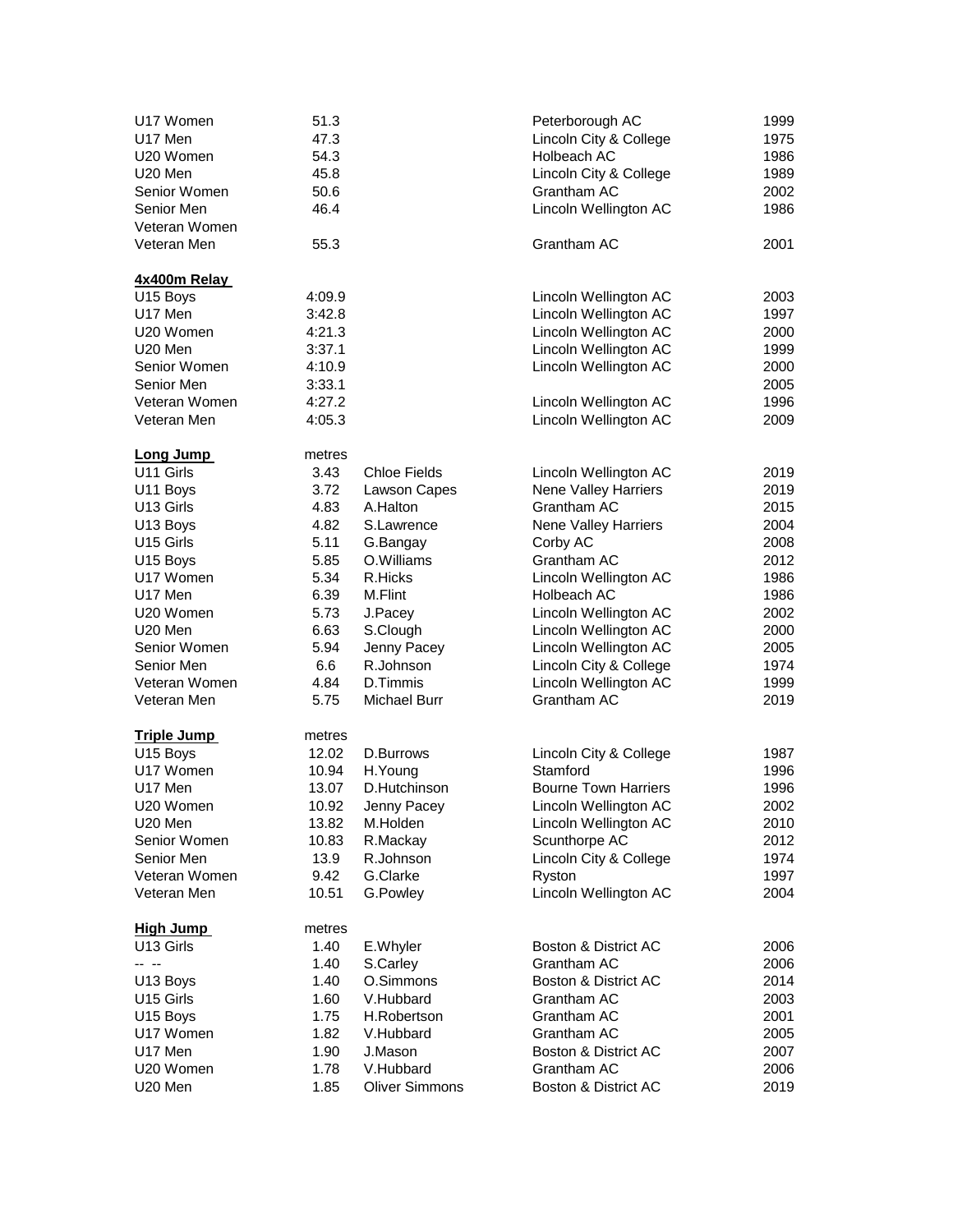| | | | | |
|---|---|---|---|---|
| U17 Women | 51.3 | | Peterborough AC | 1999 |
| U17 Men | 47.3 | | Lincoln City & College | 1975 |
| U20 Women | 54.3 | | Holbeach AC | 1986 |
| U20 Men | 45.8 | | Lincoln City & College | 1989 |
| Senior Women | 50.6 | | Grantham AC | 2002 |
| Senior Men | 46.4 | | Lincoln Wellington AC | 1986 |
| Veteran Women | | | | |
| Veteran Men | 55.3 | | Grantham AC | 2001 |

**4x400m Relay**

| | | | | |
|---|---|---|---|---|
| U15 Boys | 4:09.9 | | Lincoln Wellington AC | 2003 |
| U17 Men | 3:42.8 | | Lincoln Wellington AC | 1997 |
| U20 Women | 4:21.3 | | Lincoln Wellington AC | 2000 |
| U20 Men | 3:37.1 | | Lincoln Wellington AC | 1999 |
| Senior Women | 4:10.9 | | Lincoln Wellington AC | 2000 |
| Senior Men | 3:33.1 | | | 2005 |
| Veteran Women | 4:27.2 | | Lincoln Wellington AC | 1996 |
| Veteran Men | 4:05.3 | | Lincoln Wellington AC | 2009 |

| **Long Jump** | metres | | | |
|---|---|---|---|---|
| U11 Girls | 3.43 | Chloe Fields | Lincoln Wellington AC | 2019 |
| U11 Boys | 3.72 | Lawson Capes | Nene Valley Harriers | 2019 |
| U13 Girls | 4.83 | A.Halton | Grantham AC | 2015 |
| U13 Boys | 4.82 | S.Lawrence | Nene Valley Harriers | 2004 |
| U15 Girls | 5.11 | G.Bangay | Corby AC | 2008 |
| U15 Boys | 5.85 | O.Williams | Grantham AC | 2012 |
| U17 Women | 5.34 | R.Hicks | Lincoln Wellington AC | 1986 |
| U17 Men | 6.39 | M.Flint | Holbeach AC | 1986 |
| U20 Women | 5.73 | J.Pacey | Lincoln Wellington AC | 2002 |
| U20 Men | 6.63 | S.Clough | Lincoln Wellington AC | 2000 |
| Senior Women | 5.94 | Jenny Pacey | Lincoln Wellington AC | 2005 |
| Senior Men | 6.6 | R.Johnson | Lincoln City & College | 1974 |
| Veteran Women | 4.84 | D.Timmis | Lincoln Wellington AC | 1999 |
| Veteran Men | 5.75 | Michael Burr | Grantham AC | 2019 |

| **Triple Jump** | metres | | | |
|---|---|---|---|---|
| U15 Boys | 12.02 | D.Burrows | Lincoln City & College | 1987 |
| U17 Women | 10.94 | H.Young | Stamford | 1996 |
| U17 Men | 13.07 | D.Hutchinson | Bourne Town Harriers | 1996 |
| U20 Women | 10.92 | Jenny Pacey | Lincoln Wellington AC | 2002 |
| U20 Men | 13.82 | M.Holden | Lincoln Wellington AC | 2010 |
| Senior Women | 10.83 | R.Mackay | Scunthorpe AC | 2012 |
| Senior Men | 13.9 | R.Johnson | Lincoln City & College | 1974 |
| Veteran Women | 9.42 | G.Clarke | Ryston | 1997 |
| Veteran Men | 10.51 | G.Powley | Lincoln Wellington AC | 2004 |

| **High Jump** | metres | | | |
|---|---|---|---|---|
| U13 Girls | 1.40 | E.Whyler | Boston & District AC | 2006 |
| -- -- | 1.40 | S.Carley | Grantham AC | 2006 |
| U13 Boys | 1.40 | O.Simmons | Boston & District AC | 2014 |
| U15 Girls | 1.60 | V.Hubbard | Grantham AC | 2003 |
| U15 Boys | 1.75 | H.Robertson | Grantham AC | 2001 |
| U17 Women | 1.82 | V.Hubbard | Grantham AC | 2005 |
| U17 Men | 1.90 | J.Mason | Boston & District AC | 2007 |
| U20 Women | 1.78 | V.Hubbard | Grantham AC | 2006 |
| U20 Men | 1.85 | Oliver Simmons | Boston & District AC | 2019 |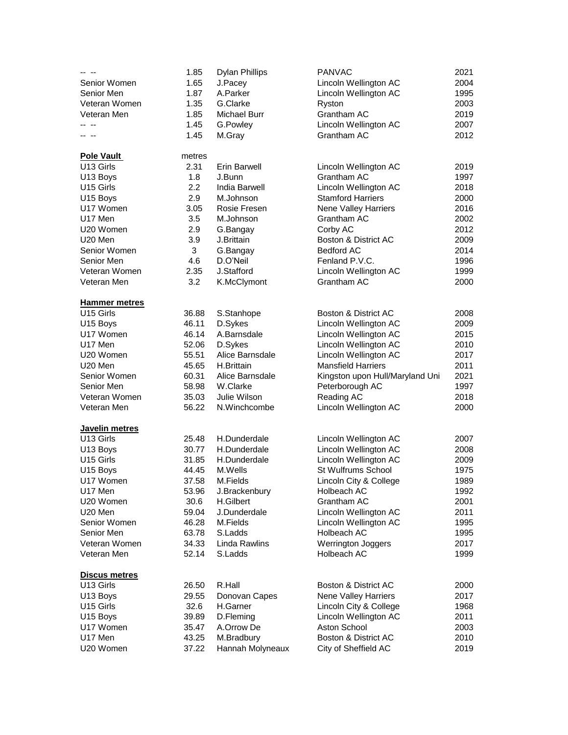| | | | | |
|---|---|---|---|---|
| -- -- | 1.85 | Dylan Phillips | PANVAC | 2021 |
| Senior Women | 1.65 | J.Pacey | Lincoln Wellington AC | 2004 |
| Senior Men | 1.87 | A.Parker | Lincoln Wellington AC | 1995 |
| Veteran Women | 1.35 | G.Clarke | Ryston | 2003 |
| Veteran Men | 1.85 | Michael Burr | Grantham AC | 2019 |
| -- -- | 1.45 | G.Powley | Lincoln Wellington AC | 2007 |
| -- -- | 1.45 | M.Gray | Grantham AC | 2012 |

| **Pole Vault** | metres | | | |
|---|---|---|---|---|
| U13 Girls | 2.31 | Erin Barwell | Lincoln Wellington AC | 2019 |
| U13 Boys | 1.8 | J.Bunn | Grantham AC | 1997 |
| U15 Girls | 2.2 | India Barwell | Lincoln Wellington AC | 2018 |
| U15 Boys | 2.9 | M.Johnson | Stamford Harriers | 2000 |
| U17 Women | 3.05 | Rosie Fresen | Nene Valley Harriers | 2016 |
| U17 Men | 3.5 | M.Johnson | Grantham AC | 2002 |
| U20 Women | 2.9 | G.Bangay | Corby AC | 2012 |
| U20 Men | 3.9 | J.Brittain | Boston & District AC | 2009 |
| Senior Women | 3 | G.Bangay | Bedford AC | 2014 |
| Senior Men | 4.6 | D.O'Neil | Fenland P.V.C. | 1996 |
| Veteran Women | 2.35 | J.Stafford | Lincoln Wellington AC | 1999 |
| Veteran Men | 3.2 | K.McClymont | Grantham AC | 2000 |

| **Hammer metres** | | | | |
|---|---|---|---|---|
| U15 Girls | 36.88 | S.Stanhope | Boston & District AC | 2008 |
| U15 Boys | 46.11 | D.Sykes | Lincoln Wellington AC | 2009 |
| U17 Women | 46.14 | A.Barnsdale | Lincoln Wellington AC | 2015 |
| U17 Men | 52.06 | D.Sykes | Lincoln Wellington AC | 2010 |
| U20 Women | 55.51 | Alice Barnsdale | Lincoln Wellington AC | 2017 |
| U20 Men | 45.65 | H.Brittain | Mansfield Harriers | 2011 |
| Senior Women | 60.31 | Alice Barnsdale | Kingston upon Hull/Maryland Uni | 2021 |
| Senior Men | 58.98 | W.Clarke | Peterborough AC | 1997 |
| Veteran Women | 35.03 | Julie Wilson | Reading AC | 2018 |
| Veteran Men | 56.22 | N.Winchcombe | Lincoln Wellington AC | 2000 |

| **Javelin metres** | | | | |
|---|---|---|---|---|
| U13 Girls | 25.48 | H.Dunderdale | Lincoln Wellington AC | 2007 |
| U13 Boys | 30.77 | H.Dunderdale | Lincoln Wellington AC | 2008 |
| U15 Girls | 31.85 | H.Dunderdale | Lincoln Wellington AC | 2009 |
| U15 Boys | 44.45 | M.Wells | St Wulfrums School | 1975 |
| U17 Women | 37.58 | M.Fields | Lincoln City & College | 1989 |
| U17 Men | 53.96 | J.Brackenbury | Holbeach AC | 1992 |
| U20 Women | 30.6 | H.Gilbert | Grantham AC | 2001 |
| U20 Men | 59.04 | J.Dunderdale | Lincoln Wellington AC | 2011 |
| Senior Women | 46.28 | M.Fields | Lincoln Wellington AC | 1995 |
| Senior Men | 63.78 | S.Ladds | Holbeach AC | 1995 |
| Veteran Women | 34.33 | Linda Rawlins | Werrington Joggers | 2017 |
| Veteran Men | 52.14 | S.Ladds | Holbeach AC | 1999 |

| **Discus metres** | | | | |
|---|---|---|---|---|
| U13 Girls | 26.50 | R.Hall | Boston & District AC | 2000 |
| U13 Boys | 29.55 | Donovan Capes | Nene Valley Harriers | 2017 |
| U15 Girls | 32.6 | H.Garner | Lincoln City & College | 1968 |
| U15 Boys | 39.89 | D.Fleming | Lincoln Wellington AC | 2011 |
| U17 Women | 35.47 | A.Orrow De | Aston School | 2003 |
| U17 Men | 43.25 | M.Bradbury | Boston & District AC | 2010 |
| U20 Women | 37.22 | Hannah Molyneaux | City of Sheffield AC | 2019 |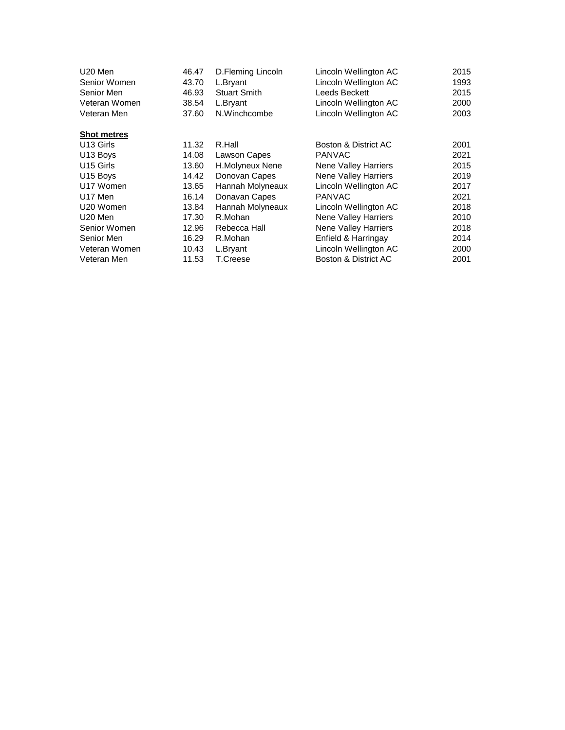| | | | | |
|---|---|---|---|---|
| U20 Men | 46.47 | D.Fleming Lincoln | Lincoln Wellington AC | 2015 |
| Senior Women | 43.70 | L.Bryant | Lincoln Wellington AC | 1993 |
| Senior Men | 46.93 | Stuart Smith | Leeds Beckett | 2015 |
| Veteran Women | 38.54 | L.Bryant | Lincoln Wellington AC | 2000 |
| Veteran Men | 37.60 | N.Winchcombe | Lincoln Wellington AC | 2003 |

**Shot metres**

| | | | | |
|---|---|---|---|---|
| U13 Girls | 11.32 | R.Hall | Boston & District AC | 2001 |
| U13 Boys | 14.08 | Lawson Capes | PANVAC | 2021 |
| U15 Girls | 13.60 | H.Molyneux Nene | Nene Valley Harriers | 2015 |
| U15 Boys | 14.42 | Donovan Capes | Nene Valley Harriers | 2019 |
| U17 Women | 13.65 | Hannah Molyneaux | Lincoln Wellington AC | 2017 |
| U17 Men | 16.14 | Donavan Capes | PANVAC | 2021 |
| U20 Women | 13.84 | Hannah Molyneaux | Lincoln Wellington AC | 2018 |
| U20 Men | 17.30 | R.Mohan | Nene Valley Harriers | 2010 |
| Senior Women | 12.96 | Rebecca Hall | Nene Valley Harriers | 2018 |
| Senior Men | 16.29 | R.Mohan | Enfield & Harringay | 2014 |
| Veteran Women | 10.43 | L.Bryant | Lincoln Wellington AC | 2000 |
| Veteran Men | 11.53 | T.Creese | Boston & District AC | 2001 |